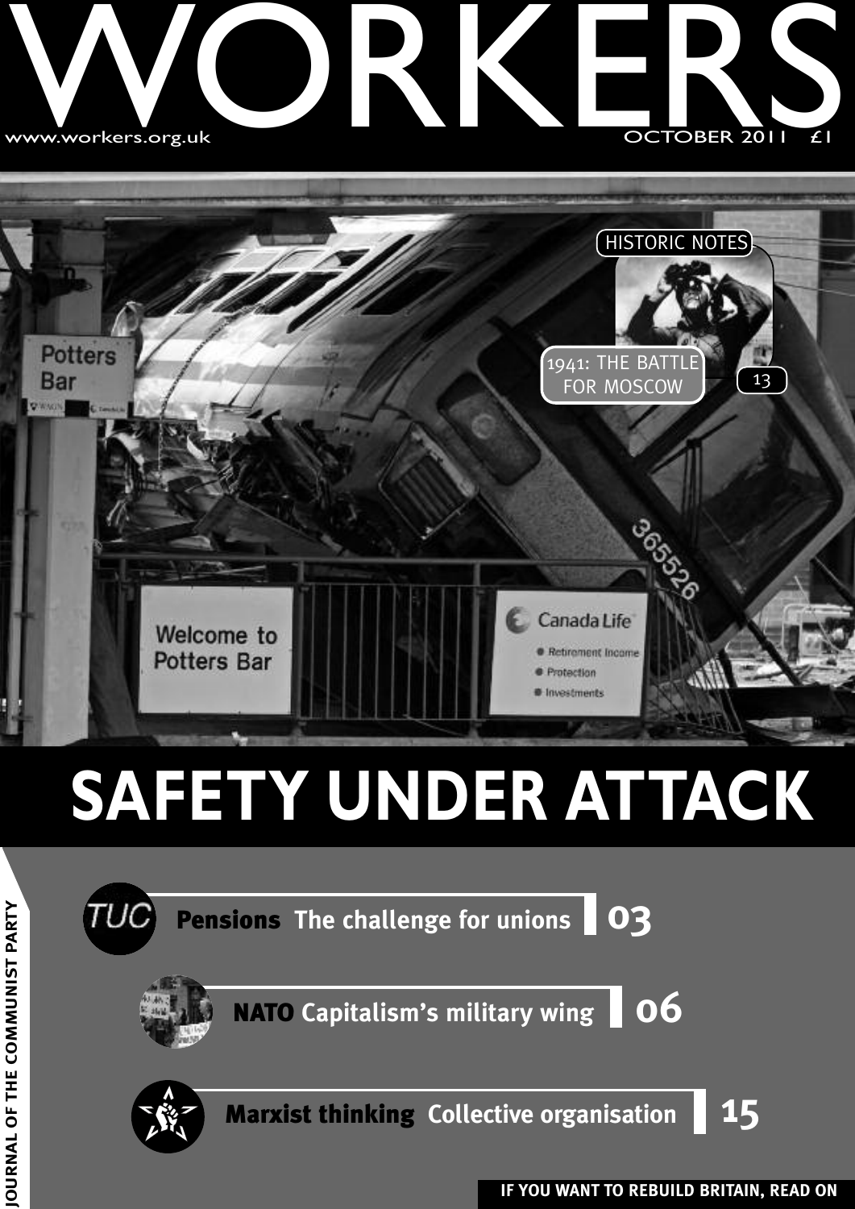# WORKERS

www.workers.org.uk

OCTOBER 2011 £1

HISTORIC NOTES

1941: THE BATTLE FOR MOSCOW 13

# SAFETY UNDER ATTACK

**Pensions** The challenge for unions 03

**NATO** Capitalism's military wing 06

**Marxist thinking** Collective organisation 15

JOURNAL OF THE COMMUNIST PARTY

IF YOU WANT TO REBUILD BRITAIN, READ ON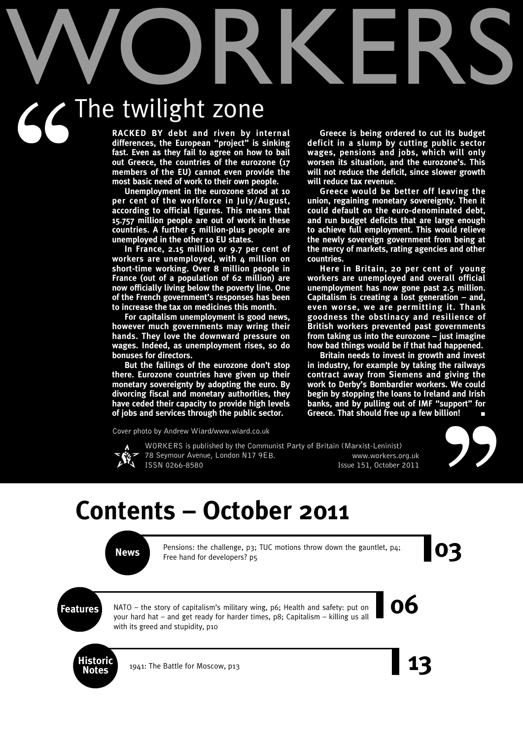# WORKERS

## The twilight zone

**RACKED BY debt and riven by internal differences, the European "project" is sinking fast. Even as they fail to agree on how to bail out Greece, the countries of the eurozone (17 members of the EU) cannot even provide the most basic need of work to their own people.**

**Unemployment in the eurozone stood at 10 per cent of the workforce in July/August, according to official figures. This means that 15.757 million people are out of work in these countries. A further 5 million-plus people are unemployed in the other 10 EU states.**

**In France, 2.15 million or 9.7 per cent of workers are unemployed, with 4 million on short-time working. Over 8 million people in France (out of a population of 62 million) are now officially living below the poverty line. One of the French government's responses has been to increase the tax on medicines this month.**

**For capitalism unemployment is good news, however much governments may wring their hands. They love the downward pressure on wages. Indeed, as unemployment rises, so do bonuses for directors.**

**But the failings of the eurozone don't stop there. Eurozone countries have given up their monetary sovereignty by adopting the euro. By divorcing fiscal and monetary authorities, they have ceded their capacity to provide high levels of jobs and services through the public sector.**

**Greece is being ordered to cut its budget deficit in a slump by cutting public sector wages, pensions and jobs, which will only worsen its situation, and the eurozone's. This will not reduce the deficit, since slower growth will reduce tax revenue.**

**Greece would be better off leaving the union, regaining monetary sovereignty. Then it could default on the euro-denominated debt, and run budget deficits that are large enough to achieve full employment. This would relieve the newly sovereign government from being at the mercy of markets, rating agencies and other countries.**

**Here in Britain, 20 per cent of young workers are unemployed and overall official unemployment has now gone past 2.5 million. Capitalism is creating a lost generation – and, even worse, we are permitting it. Thank goodness the obstinacy and resilience of British workers prevented past governments from taking us into the eurozone – just imagine how bad things would be if that had happened.**

**Britain needs to invest in growth and invest in industry, for example by taking the railways contract away from Siemens and giving the work to Derby's Bombardier workers. We could begin by stopping the loans to Ireland and Irish banks, and by pulling out of IMF "support" for Greece. That should free up a few billion!** ■

Cover photo by Andrew Wiard/www.wiard.co.uk

WORKERS is published by the Communist Party of Britain (Marxist-Leninist)
78 Seymour Avenue, London N17 9EB. www.workers.org.uk
ISSN 0266-8580 Issue 151, October 2011

# Contents – October 2011

**News** — Pensions: the challenge, p3; TUC motions throw down the gauntlet, p4; Free hand for developers? p5 — **03**

**Features** — NATO – the story of capitalism's military wing, p6; Health and safety: put on your hard hat – and get ready for harder times, p8; Capitalism – killing us all with its greed and stupidity, p10 — **06**

**Historic Notes** — 1941: The Battle for Moscow, p13 — **13**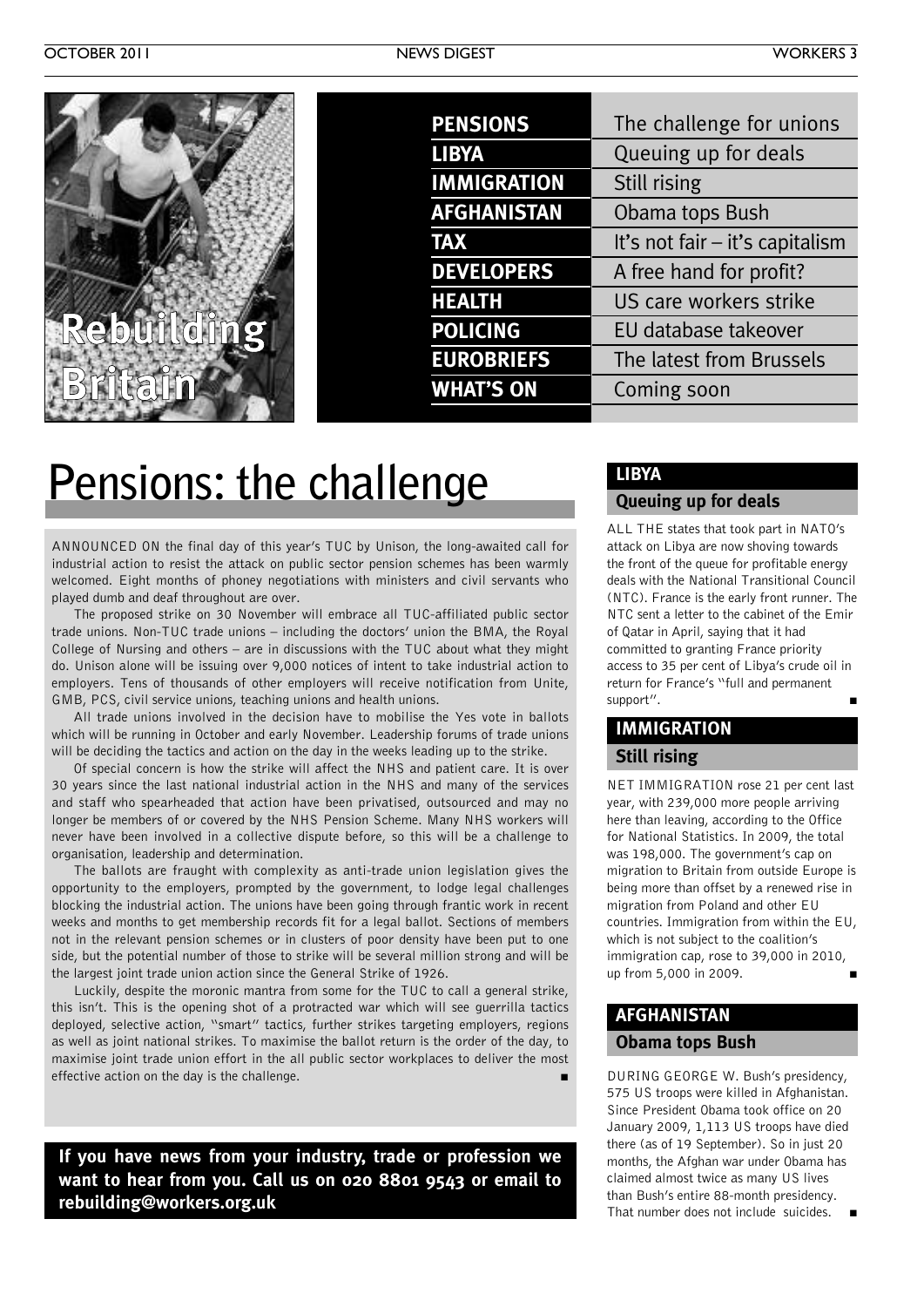**Rebuilding Britain**

| | |
|---|---|
| **PENSIONS** | The challenge for unions |
| **LIBYA** | Queuing up for deals |
| **IMMIGRATION** | Still rising |
| **AFGHANISTAN** | Obama tops Bush |
| **TAX** | It's not fair – it's capitalism |
| **DEVELOPERS** | A free hand for profit? |
| **HEALTH** | US care workers strike |
| **POLICING** | EU database takeover |
| **EUROBRIEFS** | The latest from Brussels |
| **WHAT'S ON** | Coming soon |

# Pensions: the challenge

ANNOUNCED ON the final day of this year's TUC by Unison, the long-awaited call for industrial action to resist the attack on public sector pension schemes has been warmly welcomed. Eight months of phoney negotiations with ministers and civil servants who played dumb and deaf throughout are over.

The proposed strike on 30 November will embrace all TUC-affiliated public sector trade unions. Non-TUC trade unions – including the doctors' union the BMA, the Royal College of Nursing and others – are in discussions with the TUC about what they might do. Unison alone will be issuing over 9,000 notices of intent to take industrial action to employers. Tens of thousands of other employers will receive notification from Unite, GMB, PCS, civil service unions, teaching unions and health unions.

All trade unions involved in the decision have to mobilise the Yes vote in ballots which will be running in October and early November. Leadership forums of trade unions will be deciding the tactics and action on the day in the weeks leading up to the strike.

Of special concern is how the strike will affect the NHS and patient care. It is over 30 years since the last national industrial action in the NHS and many of the services and staff who spearheaded that action have been privatised, outsourced and may no longer be members of or covered by the NHS Pension Scheme. Many NHS workers will never have been involved in a collective dispute before, so this will be a challenge to organisation, leadership and determination.

The ballots are fraught with complexity as anti-trade union legislation gives the opportunity to the employers, prompted by the government, to lodge legal challenges blocking the industrial action. The unions have been going through frantic work in recent weeks and months to get membership records fit for a legal ballot. Sections of members not in the relevant pension schemes or in clusters of poor density have been put to one side, but the potential number of those to strike will be several million strong and will be the largest joint trade union action since the General Strike of 1926.

Luckily, despite the moronic mantra from some for the TUC to call a general strike, this isn't. This is the opening shot of a protracted war which will see guerrilla tactics deployed, selective action, "smart" tactics, further strikes targeting employers, regions as well as joint national strikes. To maximise the ballot return is the order of the day, to maximise joint trade union effort in the all public sector workplaces to deliver the most effective action on the day is the challenge. ■

**If you have news from your industry, trade or profession we want to hear from you. Call us on 020 8801 9543 or email to rebuilding@workers.org.uk**

## LIBYA
### Queuing up for deals

ALL THE states that took part in NATO's attack on Libya are now shoving towards the front of the queue for profitable energy deals with the National Transitional Council (NTC). France is the early front runner. The NTC sent a letter to the cabinet of the Emir of Qatar in April, saying that it had committed to granting France priority access to 35 per cent of Libya's crude oil in return for France's "full and permanent support". ■

## IMMIGRATION
### Still rising

NET IMMIGRATION rose 21 per cent last year, with 239,000 more people arriving here than leaving, according to the Office for National Statistics. In 2009, the total was 198,000. The government's cap on migration to Britain from outside Europe is being more than offset by a renewed rise in migration from Poland and other EU countries. Immigration from within the EU, which is not subject to the coalition's immigration cap, rose to 39,000 in 2010, up from 5,000 in 2009. ■

## AFGHANISTAN
### Obama tops Bush

DURING GEORGE W. Bush's presidency, 575 US troops were killed in Afghanistan. Since President Obama took office on 20 January 2009, 1,113 US troops have died there (as of 19 September). So in just 20 months, the Afghan war under Obama has claimed almost twice as many US lives than Bush's entire 88-month presidency. That number does not include suicides. ■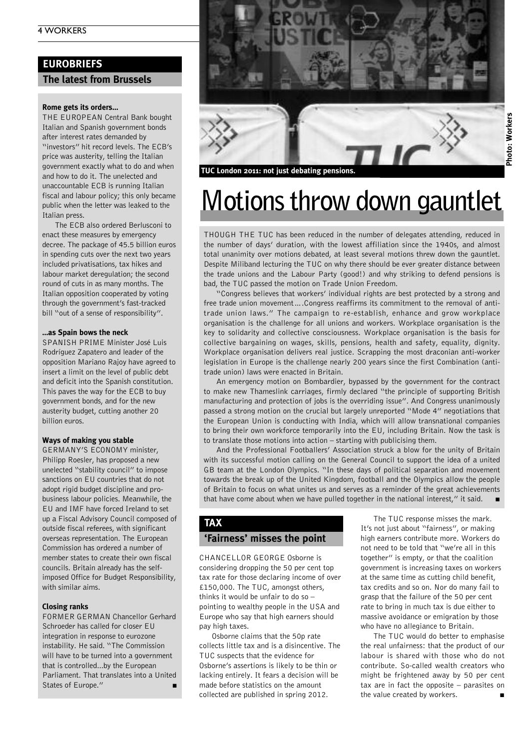## EUROBRIEFS

### The latest from Brussels

**Rome gets its orders...**

THE EUROPEAN Central Bank bought Italian and Spanish government bonds after interest rates demanded by "investors" hit record levels. The ECB's price was austerity, telling the Italian government exactly what to do and when and how to do it. The unelected and unaccountable ECB is running Italian fiscal and labour policy; this only became public when the letter was leaked to the Italian press.

The ECB also ordered Berlusconi to enact these measures by emergency decree. The package of 45.5 billion euros in spending cuts over the next two years included privatisations, tax hikes and labour market deregulation; the second round of cuts in as many months. The Italian opposition cooperated by voting through the government's fast-tracked bill "out of a sense of responsibility".

**...as Spain bows the neck**

SPANISH PRIME Minister José Luis Rodríguez Zapatero and leader of the opposition Mariano Rajoy have agreed to insert a limit on the level of public debt and deficit into the Spanish constitution. This paves the way for the ECB to buy government bonds, and for the new austerity budget, cutting another 20 billion euros.

**Ways of making you stable**

GERMANY'S ECONOMY minister, Philipp Roesler, has proposed a new unelected "stability council" to impose sanctions on EU countries that do not adopt rigid budget discipline and pro-business labour policies. Meanwhile, the EU and IMF have forced Ireland to set up a Fiscal Advisory Council composed of outside fiscal referees, with significant overseas representation. The European Commission has ordered a number of member states to create their own fiscal councils. Britain already has the self-imposed Office for Budget Responsibility, with similar aims.

**Closing ranks**

FORMER GERMAN Chancellor Gerhard Schroeder has called for closer EU integration in response to eurozone instability. He said. "The Commission will have to be turned into a government that is controlled...by the European Parliament. That translates into a United States of Europe." ■

TUC London 2011: not just debating pensions.

Photo: Workers

# Motions throw down gauntlet

THOUGH THE TUC has been reduced in the number of delegates attending, reduced in the number of days' duration, with the lowest affiliation since the 1940s, and almost total unanimity over motions debated, at least several motions threw down the gauntlet. Despite Miliband lecturing the TUC on why there should be ever greater distance between the trade unions and the Labour Party (good!) and why striking to defend pensions is bad, the TUC passed the motion on Trade Union Freedom.

"Congress believes that workers' individual rights are best protected by a strong and free trade union movement....Congress reaffirms its commitment to the removal of anti-trade union laws." The campaign to re-establish, enhance and grow workplace organisation is the challenge for all unions and workers. Workplace organisation is the key to solidarity and collective consciousness. Workplace organisation is the basis for collective bargaining on wages, skills, pensions, health and safety, equality, dignity. Workplace organisation delivers real justice. Scrapping the most draconian anti-worker legislation in Europe is the challenge nearly 200 years since the first Combination (anti-trade union) laws were enacted in Britain.

An emergency motion on Bombardier, bypassed by the government for the contract to make new Thameslink carriages, firmly declared "the principle of supporting British manufacturing and protection of jobs is the overriding issue". And Congress unanimously passed a strong motion on the crucial but largely unreported "Mode 4" negotiations that the European Union is conducting with India, which will allow transnational companies to bring their own workforce temporarily into the EU, including Britain. Now the task is to translate those motions into action – starting with publicising them.

And the Professional Footballers' Association struck a blow for the unity of Britain with its successful motion calling on the General Council to support the idea of a united GB team at the London Olympics. "In these days of political separation and movement towards the break up of the United Kingdom, football and the Olympics allow the people of Britain to focus on what unites us and serves as a reminder of the great achievements that have come about when we have pulled together in the national interest," it said. ■

## TAX

### 'Fairness' misses the point

CHANCELLOR GEORGE Osborne is considering dropping the 50 per cent top tax rate for those declaring income of over £150,000. The TUC, amongst others, thinks it would be unfair to do so – pointing to wealthy people in the USA and Europe who say that high earners should pay high taxes.

Osborne claims that the 50p rate collects little tax and is a disincentive. The TUC suspects that the evidence for Osborne's assertions is likely to be thin or lacking entirely. It fears a decision will be made before statistics on the amount collected are published in spring 2012.

The TUC response misses the mark. It's not just about "fairness", or making high earners contribute more. Workers do not need to be told that "we're all in this together" is empty, or that the coalition government is increasing taxes on workers at the same time as cutting child benefit, tax credits and so on. Nor do many fail to grasp that the failure of the 50 per cent rate to bring in much tax is due either to massive avoidance or emigration by those who have no allegiance to Britain.

The TUC would do better to emphasise the real unfairness: that the product of our labour is shared with those who do not contribute. So-called wealth creators who might be frightened away by 50 per cent tax are in fact the opposite – parasites on the value created by workers. ■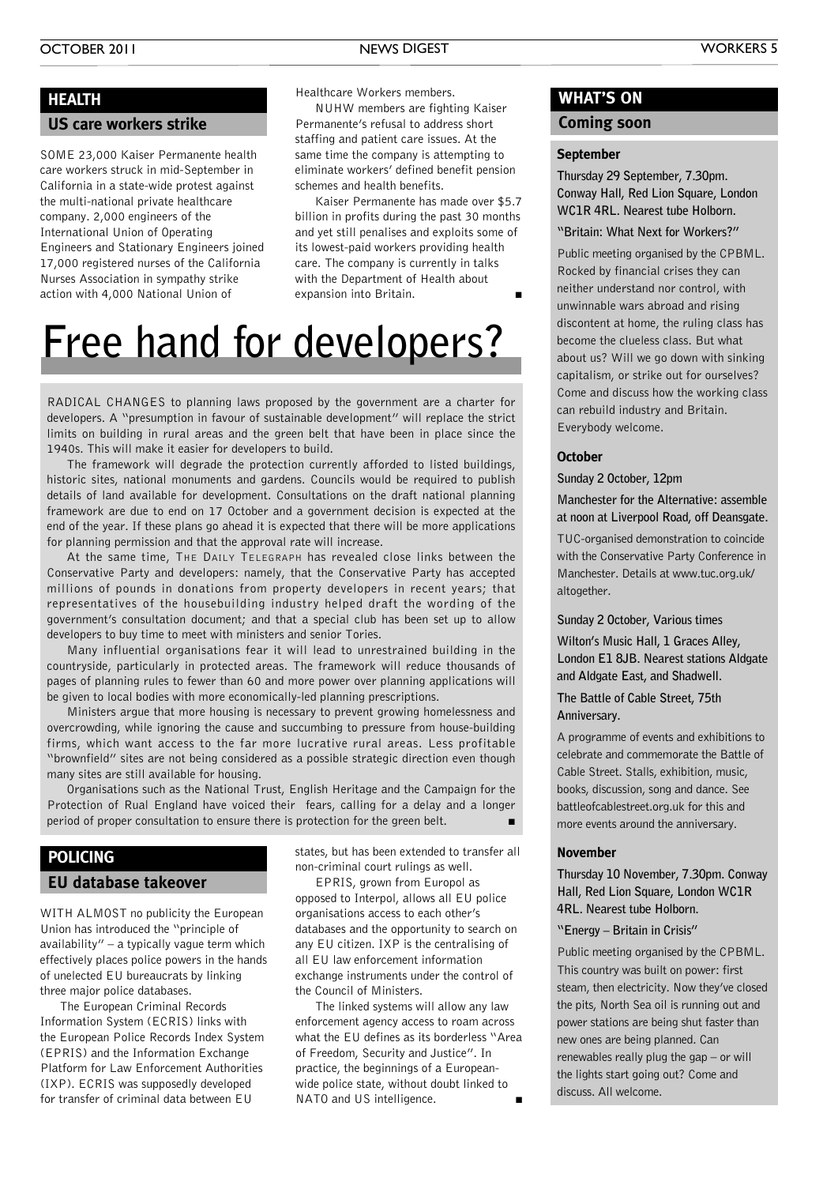## HEALTH

### US care workers strike

SOME 23,000 Kaiser Permanente health care workers struck in mid-September in California in a state-wide protest against the multi-national private healthcare company. 2,000 engineers of the International Union of Operating Engineers and Stationary Engineers joined 17,000 registered nurses of the California Nurses Association in sympathy strike action with 4,000 National Union of Healthcare Workers members.

NUHW members are fighting Kaiser Permanente's refusal to address short staffing and patient care issues. At the same time the company is attempting to eliminate workers' defined benefit pension schemes and health benefits.

Kaiser Permanente has made over $5.7 billion in profits during the past 30 months and yet still penalises and exploits some of its lowest-paid workers providing health care. The company is currently in talks with the Department of Health about expansion into Britain. ■

# Free hand for developers?

RADICAL CHANGES to planning laws proposed by the government are a charter for developers. A "presumption in favour of sustainable development" will replace the strict limits on building in rural areas and the green belt that have been in place since the 1940s. This will make it easier for developers to build.

The framework will degrade the protection currently afforded to listed buildings, historic sites, national monuments and gardens. Councils would be required to publish details of land available for development. Consultations on the draft national planning framework are due to end on 17 October and a government decision is expected at the end of the year. If these plans go ahead it is expected that there will be more applications for planning permission and that the approval rate will increase.

At the same time, THE DAILY TELEGRAPH has revealed close links between the Conservative Party and developers: namely, that the Conservative Party has accepted millions of pounds in donations from property developers in recent years; that representatives of the housebuilding industry helped draft the wording of the government's consultation document; and that a special club has been set up to allow developers to buy time to meet with ministers and senior Tories.

Many influential organisations fear it will lead to unrestrained building in the countryside, particularly in protected areas. The framework will reduce thousands of pages of planning rules to fewer than 60 and more power over planning applications will be given to local bodies with more economically-led planning prescriptions.

Ministers argue that more housing is necessary to prevent growing homelessness and overcrowding, while ignoring the cause and succumbing to pressure from house-building firms, which want access to the far more lucrative rural areas. Less profitable "brownfield" sites are not being considered as a possible strategic direction even though many sites are still available for housing.

Organisations such as the National Trust, English Heritage and the Campaign for the Protection of Rual England have voiced their fears, calling for a delay and a longer period of proper consultation to ensure there is protection for the green belt. ■

## POLICING

### EU database takeover

WITH ALMOST no publicity the European Union has introduced the "principle of availability" – a typically vague term which effectively places police powers in the hands of unelected EU bureaucrats by linking three major police databases.

The European Criminal Records Information System (ECRIS) links with the European Police Records Index System (EPRIS) and the Information Exchange Platform for Law Enforcement Authorities (IXP). ECRIS was supposedly developed for transfer of criminal data between EU states, but has been extended to transfer all non-criminal court rulings as well.

EPRIS, grown from Europol as opposed to Interpol, allows all EU police organisations access to each other's databases and the opportunity to search on any EU citizen. IXP is the centralising of all EU law enforcement information exchange instruments under the control of the Council of Ministers.

The linked systems will allow any law enforcement agency access to roam across what the EU defines as its borderless "Area of Freedom, Security and Justice". In practice, the beginnings of a European-wide police state, without doubt linked to NATO and US intelligence. ■

## WHAT'S ON

### Coming soon

#### September

**Thursday 29 September, 7.30pm. Conway Hall, Red Lion Square, London WC1R 4RL. Nearest tube Holborn.**

**"Britain: What Next for Workers?"**

Public meeting organised by the CPBML. Rocked by financial crises they can neither understand nor control, with unwinnable wars abroad and rising discontent at home, the ruling class has become the clueless class. But what about us? Will we go down with sinking capitalism, or strike out for ourselves? Come and discuss how the working class can rebuild industry and Britain. Everybody welcome.

#### October

**Sunday 2 October, 12pm**

**Manchester for the Alternative: assemble at noon at Liverpool Road, off Deansgate.**

TUC-organised demonstration to coincide with the Conservative Party Conference in Manchester. Details at www.tuc.org.uk/altogether.

**Sunday 2 October, Various times**

**Wilton's Music Hall, 1 Graces Alley, London E1 8JB. Nearest stations Aldgate and Aldgate East, and Shadwell.**

**The Battle of Cable Street, 75th Anniversary.**

A programme of events and exhibitions to celebrate and commemorate the Battle of Cable Street. Stalls, exhibition, music, books, discussion, song and dance. See battleofcablestreet.org.uk for this and more events around the anniversary.

#### November

**Thursday 10 November, 7.30pm. Conway Hall, Red Lion Square, London WC1R 4RL. Nearest tube Holborn.**

**"Energy – Britain in Crisis"**

Public meeting organised by the CPBML. This country was built on power: first steam, then electricity. Now they've closed the pits, North Sea oil is running out and power stations are being shut faster than new ones are being planned. Can renewables really plug the gap – or will the lights start going out? Come and discuss. All welcome.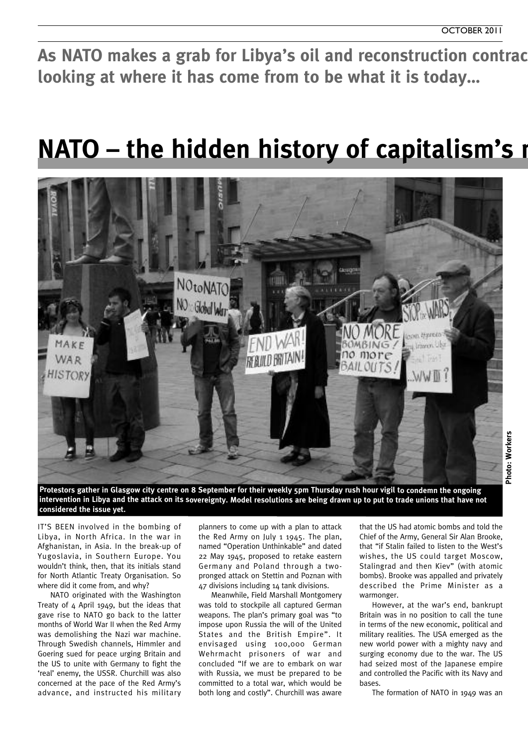**As NATO makes a grab for Libya's oil and reconstruction contrac looking at where it has come from to be what it is today...**

# NATO – the hidden history of capitalism's r

Protestors gather in Glasgow city centre on 8 September for their weekly 5pm Thursday rush hour vigil to condemn the ongoing intervention in Libya and the attack on its sovereignty. Model resolutions are being drawn up to put to trade unions that have not considered the issue yet.

Photo: Workers

IT'S BEEN involved in the bombing of Libya, in North Africa. In the war in Afghanistan, in Asia. In the break-up of Yugoslavia, in Southern Europe. You wouldn't think, then, that its initials stand for North Atlantic Treaty Organisation. So where did it come from, and why?

NATO originated with the Washington Treaty of 4 April 1949, but the ideas that gave rise to NATO go back to the latter months of World War II when the Red Army was demolishing the Nazi war machine. Through Swedish channels, Himmler and Goering sued for peace urging Britain and the US to unite with Germany to fight the 'real' enemy, the USSR. Churchill was also concerned at the pace of the Red Army's advance, and instructed his military planners to come up with a plan to attack the Red Army on July 1 1945. The plan, named "Operation Unthinkable" and dated 22 May 1945, proposed to retake eastern Germany and Poland through a two-pronged attack on Stettin and Poznan with 47 divisions including 14 tank divisions.

Meanwhile, Field Marshall Montgomery was told to stockpile all captured German weapons. The plan's primary goal was "to impose upon Russia the will of the United States and the British Empire". It envisaged using 100,000 German Wehrmacht prisoners of war and concluded "If we are to embark on war with Russia, we must be prepared to be committed to a total war, which would be both long and costly". Churchill was aware that the US had atomic bombs and told the Chief of the Army, General Sir Alan Brooke, that "if Stalin failed to listen to the West's wishes, the US could target Moscow, Stalingrad and then Kiev" (with atomic bombs). Brooke was appalled and privately described the Prime Minister as a warmonger.

However, at the war's end, bankrupt Britain was in no position to call the tune in terms of the new economic, political and military realities. The USA emerged as the new world power with a mighty navy and surging economy due to the war. The US had seized most of the Japanese empire and controlled the Pacific with its Navy and bases.

The formation of NATO in 1949 was an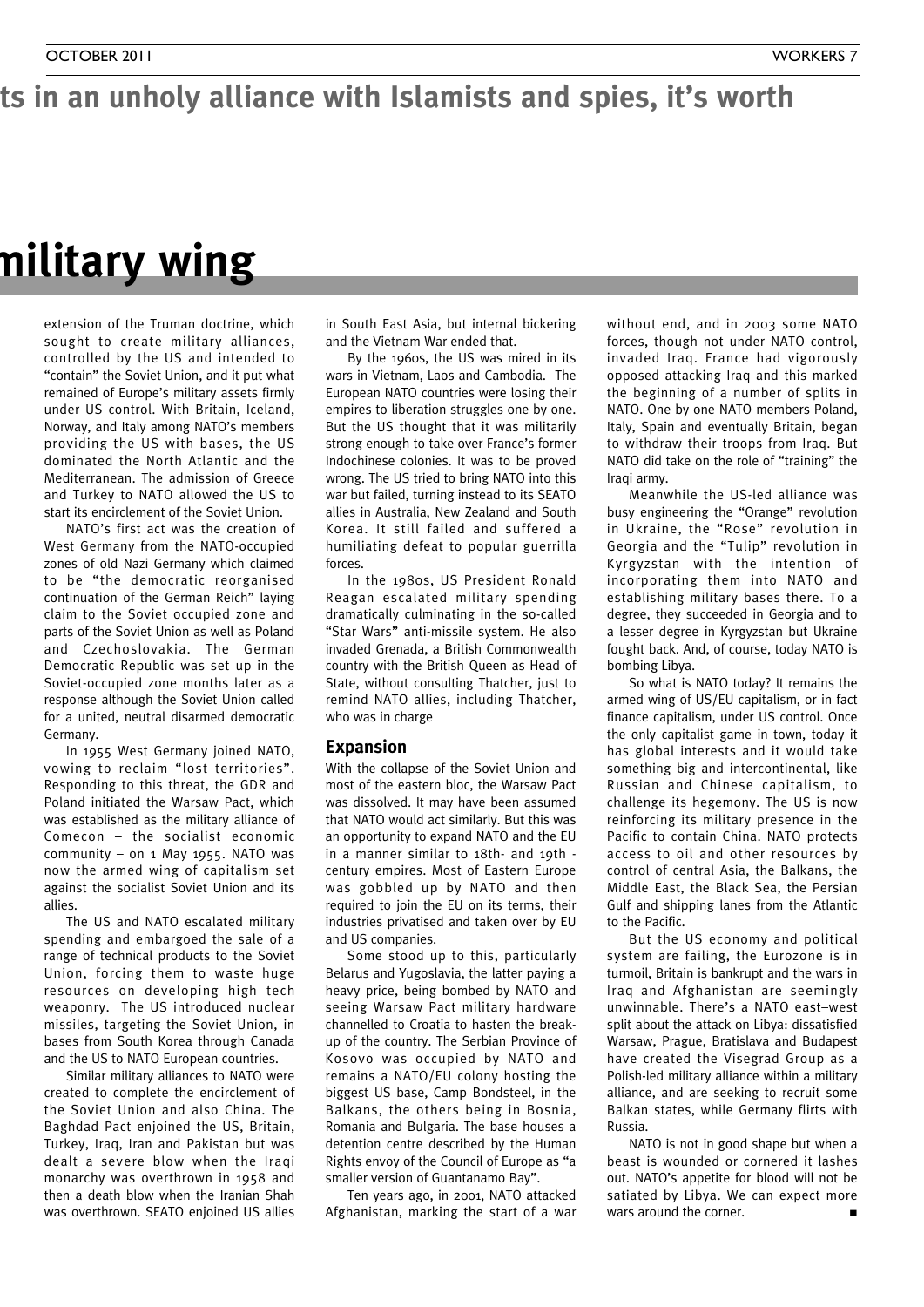ts in an unholy alliance with Islamists and spies, it's worth

# military wing

extension of the Truman doctrine, which sought to create military alliances, controlled by the US and intended to "contain" the Soviet Union, and it put what remained of Europe's military assets firmly under US control. With Britain, Iceland, Norway, and Italy among NATO's members providing the US with bases, the US dominated the North Atlantic and the Mediterranean. The admission of Greece and Turkey to NATO allowed the US to start its encirclement of the Soviet Union.

NATO's first act was the creation of West Germany from the NATO-occupied zones of old Nazi Germany which claimed to be "the democratic reorganised continuation of the German Reich" laying claim to the Soviet occupied zone and parts of the Soviet Union as well as Poland and Czechoslovakia. The German Democratic Republic was set up in the Soviet-occupied zone months later as a response although the Soviet Union called for a united, neutral disarmed democratic Germany.

In 1955 West Germany joined NATO, vowing to reclaim "lost territories". Responding to this threat, the GDR and Poland initiated the Warsaw Pact, which was established as the military alliance of Comecon – the socialist economic community – on 1 May 1955. NATO was now the armed wing of capitalism set against the socialist Soviet Union and its allies.

The US and NATO escalated military spending and embargoed the sale of a range of technical products to the Soviet Union, forcing them to waste huge resources on developing high tech weaponry. The US introduced nuclear missiles, targeting the Soviet Union, in bases from South Korea through Canada and the US to NATO European countries.

Similar military alliances to NATO were created to complete the encirclement of the Soviet Union and also China. The Baghdad Pact enjoined the US, Britain, Turkey, Iraq, Iran and Pakistan but was dealt a severe blow when the Iraqi monarchy was overthrown in 1958 and then a death blow when the Iranian Shah was overthrown. SEATO enjoined US allies in South East Asia, but internal bickering and the Vietnam War ended that.

By the 1960s, the US was mired in its wars in Vietnam, Laos and Cambodia. The European NATO countries were losing their empires to liberation struggles one by one. But the US thought that it was militarily strong enough to take over France's former Indochinese colonies. It was to be proved wrong. The US tried to bring NATO into this war but failed, turning instead to its SEATO allies in Australia, New Zealand and South Korea. It still failed and suffered a humiliating defeat to popular guerrilla forces.

In the 1980s, US President Ronald Reagan escalated military spending dramatically culminating in the so-called "Star Wars" anti-missile system. He also invaded Grenada, a British Commonwealth country with the British Queen as Head of State, without consulting Thatcher, just to remind NATO allies, including Thatcher, who was in charge

## Expansion

With the collapse of the Soviet Union and most of the eastern bloc, the Warsaw Pact was dissolved. It may have been assumed that NATO would act similarly. But this was an opportunity to expand NATO and the EU in a manner similar to 18th- and 19th-century empires. Most of Eastern Europe was gobbled up by NATO and then required to join the EU on its terms, their industries privatised and taken over by EU and US companies.

Some stood up to this, particularly Belarus and Yugoslavia, the latter paying a heavy price, being bombed by NATO and seeing Warsaw Pact military hardware channelled to Croatia to hasten the break-up of the country. The Serbian Province of Kosovo was occupied by NATO and remains a NATO/EU colony hosting the biggest US base, Camp Bondsteel, in the Balkans, the others being in Bosnia, Romania and Bulgaria. The base houses a detention centre described by the Human Rights envoy of the Council of Europe as "a smaller version of Guantanamo Bay".

Ten years ago, in 2001, NATO attacked Afghanistan, marking the start of a war without end, and in 2003 some NATO forces, though not under NATO control, invaded Iraq. France had vigorously opposed attacking Iraq and this marked the beginning of a number of splits in NATO. One by one NATO members Poland, Italy, Spain and eventually Britain, began to withdraw their troops from Iraq. But NATO did take on the role of "training" the Iraqi army.

Meanwhile the US-led alliance was busy engineering the "Orange" revolution in Ukraine, the "Rose" revolution in Georgia and the "Tulip" revolution in Kyrgyzstan with the intention of incorporating them into NATO and establishing military bases there. To a degree, they succeeded in Georgia and to a lesser degree in Kyrgyzstan but Ukraine fought back. And, of course, today NATO is bombing Libya.

So what is NATO today? It remains the armed wing of US/EU capitalism, or in fact finance capitalism, under US control. Once the only capitalist game in town, today it has global interests and it would take something big and intercontinental, like Russian and Chinese capitalism, to challenge its hegemony. The US is now reinforcing its military presence in the Pacific to contain China. NATO protects access to oil and other resources by control of central Asia, the Balkans, the Middle East, the Black Sea, the Persian Gulf and shipping lanes from the Atlantic to the Pacific.

But the US economy and political system are failing, the Eurozone is in turmoil, Britain is bankrupt and the wars in Iraq and Afghanistan are seemingly unwinnable. There's a NATO east–west split about the attack on Libya: dissatisfied Warsaw, Prague, Bratislava and Budapest have created the Visegrad Group as a Polish-led military alliance within a military alliance, and are seeking to recruit some Balkan states, while Germany flirts with Russia.

NATO is not in good shape but when a beast is wounded or cornered it lashes out. NATO's appetite for blood will not be satiated by Libya. We can expect more wars around the corner. ■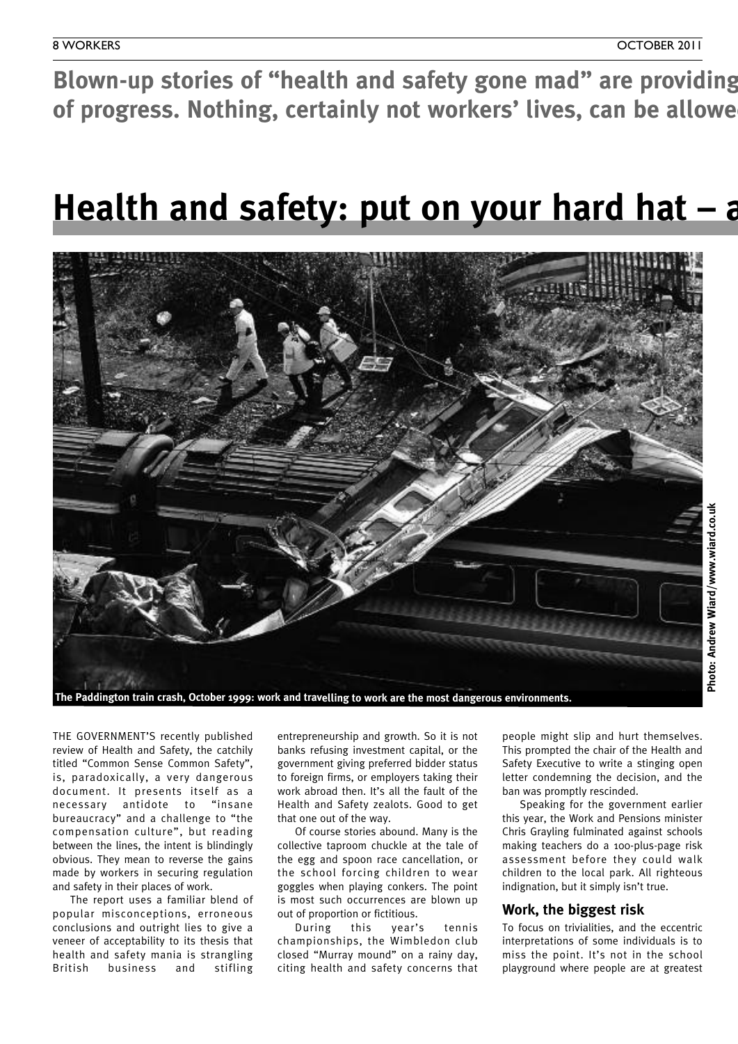**Blown-up stories of "health and safety gone mad" are providing of progress. Nothing, certainly not workers' lives, can be allowe**

# Health and safety: put on your hard hat – a

The Paddington train crash, October 1999: work and travelling to work are the most dangerous environments.

Photo: Andrew Wiard/www.wiard.co.uk

THE GOVERNMENT'S recently published review of Health and Safety, the catchily titled "Common Sense Common Safety", is, paradoxically, a very dangerous document. It presents itself as a necessary antidote to "insane bureaucracy" and a challenge to "the compensation culture", but reading between the lines, the intent is blindingly obvious. They mean to reverse the gains made by workers in securing regulation and safety in their places of work.

The report uses a familiar blend of popular misconceptions, erroneous conclusions and outright lies to give a veneer of acceptability to its thesis that health and safety mania is strangling British business and stifling entrepreneurship and growth. So it is not banks refusing investment capital, or the government giving preferred bidder status to foreign firms, or employers taking their work abroad then. It's all the fault of the Health and Safety zealots. Good to get that one out of the way.

Of course stories abound. Many is the collective taproom chuckle at the tale of the egg and spoon race cancellation, or the school forcing children to wear goggles when playing conkers. The point is most such occurrences are blown up out of proportion or fictitious.

During this year's tennis championships, the Wimbledon club closed "Murray mound" on a rainy day, citing health and safety concerns that people might slip and hurt themselves. This prompted the chair of the Health and Safety Executive to write a stinging open letter condemning the decision, and the ban was promptly rescinded.

Speaking for the government earlier this year, the Work and Pensions minister Chris Grayling fulminated against schools making teachers do a 100-plus-page risk assessment before they could walk children to the local park. All righteous indignation, but it simply isn't true.

## Work, the biggest risk

To focus on trivialities, and the eccentric interpretations of some individuals is to miss the point. It's not in the school playground where people are at greatest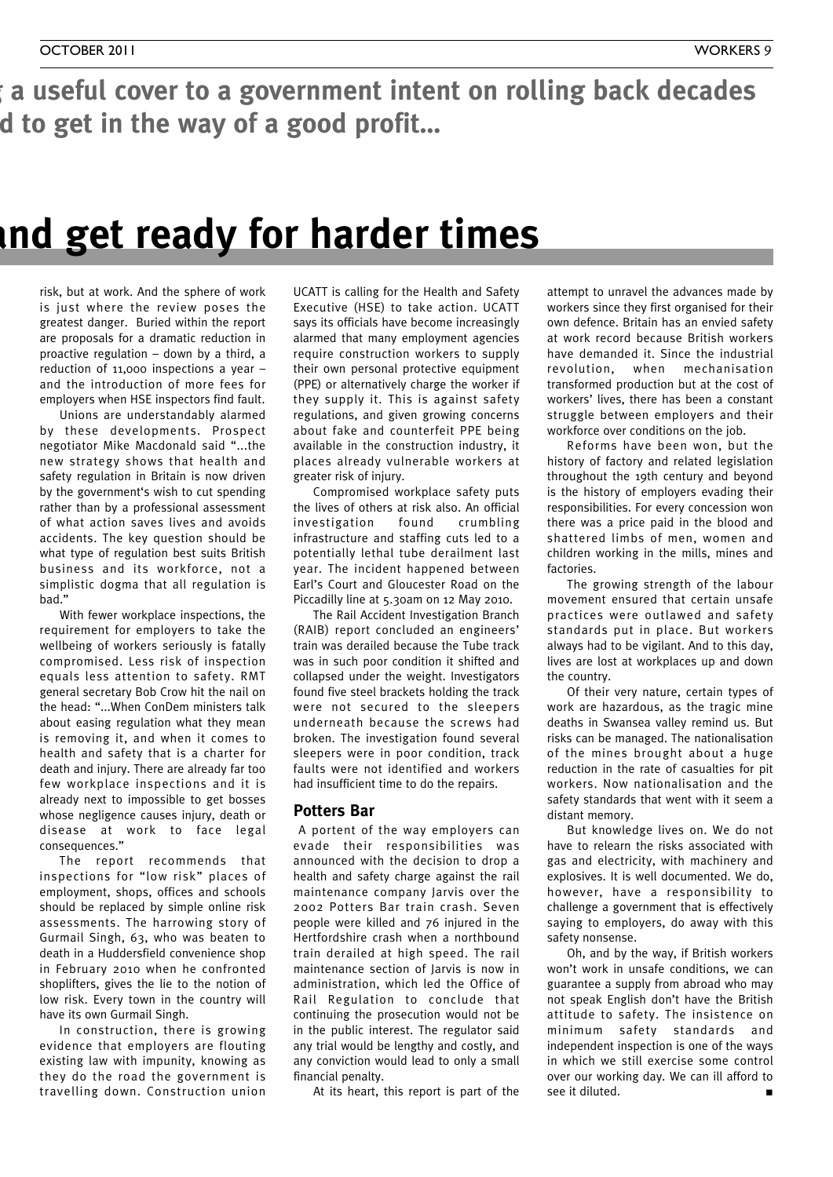; a useful cover to a government intent on rolling back decades
d to get in the way of a good profit...

# and get ready for harder times

risk, but at work. And the sphere of work is just where the review poses the greatest danger. Buried within the report are proposals for a dramatic reduction in proactive regulation – down by a third, a reduction of 11,000 inspections a year – and the introduction of more fees for employers when HSE inspectors find fault.

Unions are understandably alarmed by these developments. Prospect negotiator Mike Macdonald said "...the new strategy shows that health and safety regulation in Britain is now driven by the government's wish to cut spending rather than by a professional assessment of what action saves lives and avoids accidents. The key question should be what type of regulation best suits British business and its workforce, not a simplistic dogma that all regulation is bad."

With fewer workplace inspections, the requirement for employers to take the wellbeing of workers seriously is fatally compromised. Less risk of inspection equals less attention to safety. RMT general secretary Bob Crow hit the nail on the head: "...When ConDem ministers talk about easing regulation what they mean is removing it, and when it comes to health and safety that is a charter for death and injury. There are already far too few workplace inspections and it is already next to impossible to get bosses whose negligence causes injury, death or disease at work to face legal consequences."

The report recommends that inspections for "low risk" places of employment, shops, offices and schools should be replaced by simple online risk assessments. The harrowing story of Gurmail Singh, 63, who was beaten to death in a Huddersfield convenience shop in February 2010 when he confronted shoplifters, gives the lie to the notion of low risk. Every town in the country will have its own Gurmail Singh.

In construction, there is growing evidence that employers are flouting existing law with impunity, knowing as they do the road the government is travelling down. Construction union UCATT is calling for the Health and Safety Executive (HSE) to take action. UCATT says its officials have become increasingly alarmed that many employment agencies require construction workers to supply their own personal protective equipment (PPE) or alternatively charge the worker if they supply it. This is against safety regulations, and given growing concerns about fake and counterfeit PPE being available in the construction industry, it places already vulnerable workers at greater risk of injury.

Compromised workplace safety puts the lives of others at risk also. An official investigation found crumbling infrastructure and staffing cuts led to a potentially lethal tube derailment last year. The incident happened between Earl's Court and Gloucester Road on the Piccadilly line at 5.30am on 12 May 2010.

The Rail Accident Investigation Branch (RAIB) report concluded an engineers' train was derailed because the Tube track was in such poor condition it shifted and collapsed under the weight. Investigators found five steel brackets holding the track were not secured to the sleepers underneath because the screws had broken. The investigation found several sleepers were in poor condition, track faults were not identified and workers had insufficient time to do the repairs.

### Potters Bar

A portent of the way employers can evade their responsibilities was announced with the decision to drop a health and safety charge against the rail maintenance company Jarvis over the 2002 Potters Bar train crash. Seven people were killed and 76 injured in the Hertfordshire crash when a northbound train derailed at high speed. The rail maintenance section of Jarvis is now in administration, which led the Office of Rail Regulation to conclude that continuing the prosecution would not be in the public interest. The regulator said any trial would be lengthy and costly, and any conviction would lead to only a small financial penalty.

At its heart, this report is part of the attempt to unravel the advances made by workers since they first organised for their own defence. Britain has an envied safety at work record because British workers have demanded it. Since the industrial revolution, when mechanisation transformed production but at the cost of workers' lives, there has been a constant struggle between employers and their workforce over conditions on the job.

Reforms have been won, but the history of factory and related legislation throughout the 19th century and beyond is the history of employers evading their responsibilities. For every concession won there was a price paid in the blood and shattered limbs of men, women and children working in the mills, mines and factories.

The growing strength of the labour movement ensured that certain unsafe practices were outlawed and safety standards put in place. But workers always had to be vigilant. And to this day, lives are lost at workplaces up and down the country.

Of their very nature, certain types of work are hazardous, as the tragic mine deaths in Swansea valley remind us. But risks can be managed. The nationalisation of the mines brought about a huge reduction in the rate of casualties for pit workers. Now nationalisation and the safety standards that went with it seem a distant memory.

But knowledge lives on. We do not have to relearn the risks associated with gas and electricity, with machinery and explosives. It is well documented. We do, however, have a responsibility to challenge a government that is effectively saying to employers, do away with this safety nonsense.

Oh, and by the way, if British workers won't work in unsafe conditions, we can guarantee a supply from abroad who may not speak English don't have the British attitude to safety. The insistence on minimum safety standards and independent inspection is one of the ways in which we still exercise some control over our working day. We can ill afford to see it diluted. ■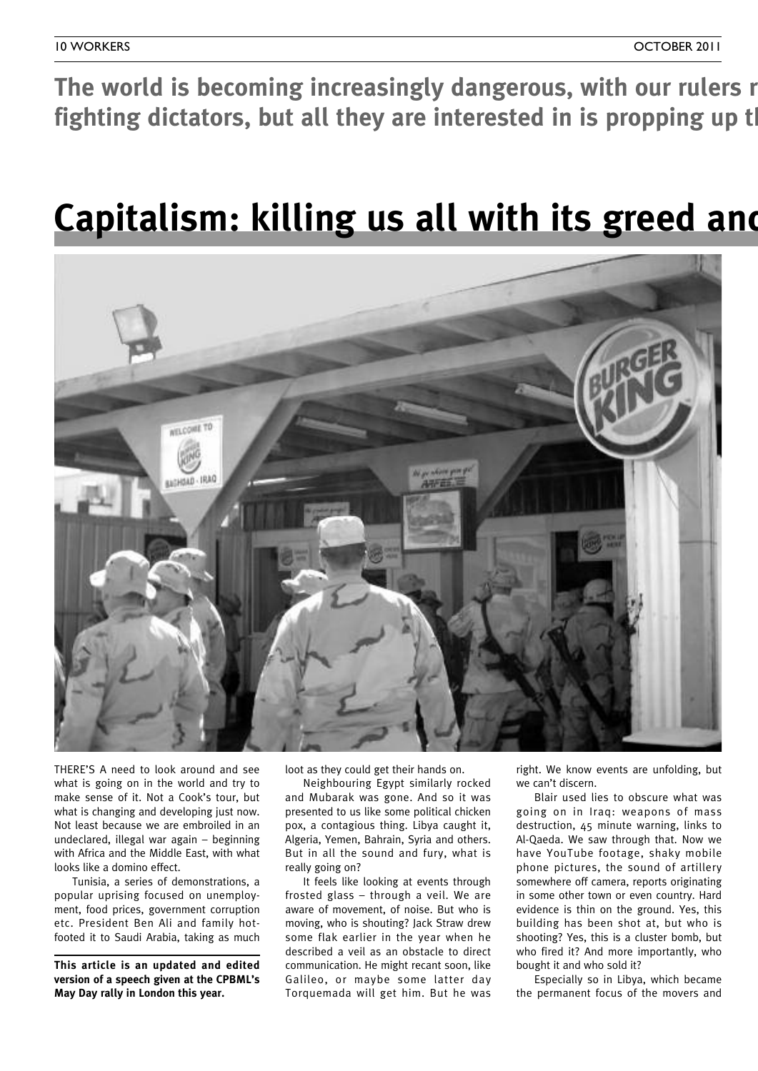**The world is becoming increasingly dangerous, with our rulers r fighting dictators, but all they are interested in is propping up tl**

# Capitalism: killing us all with its greed anc

THERE'S A need to look around and see what is going on in the world and try to make sense of it. Not a Cook's tour, but what is changing and developing just now. Not least because we are embroiled in an undeclared, illegal war again – beginning with Africa and the Middle East, with what looks like a domino effect.

Tunisia, a series of demonstrations, a popular uprising focused on unemployment, food prices, government corruption etc. President Ben Ali and family hot-footed it to Saudi Arabia, taking as much loot as they could get their hands on.

Neighbouring Egypt similarly rocked and Mubarak was gone. And so it was presented to us like some political chicken pox, a contagious thing. Libya caught it, Algeria, Yemen, Bahrain, Syria and others. But in all the sound and fury, what is really going on?

It feels like looking at events through frosted glass – through a veil. We are aware of movement, of noise. But who is moving, who is shouting? Jack Straw drew some flak earlier in the year when he described a veil as an obstacle to direct communication. He might recant soon, like Galileo, or maybe some latter day Torquemada will get him. But he was right. We know events are unfolding, but we can't discern.

Blair used lies to obscure what was going on in Iraq: weapons of mass destruction, 45 minute warning, links to Al-Qaeda. We saw through that. Now we have YouTube footage, shaky mobile phone pictures, the sound of artillery somewhere off camera, reports originating in some other town or even country. Hard evidence is thin on the ground. Yes, this building has been shot at, but who is shooting? Yes, this is a cluster bomb, but who fired it? And more importantly, who bought it and who sold it?

Especially so in Libya, which became the permanent focus of the movers and

**This article is an updated and edited version of a speech given at the CPBML's May Day rally in London this year.**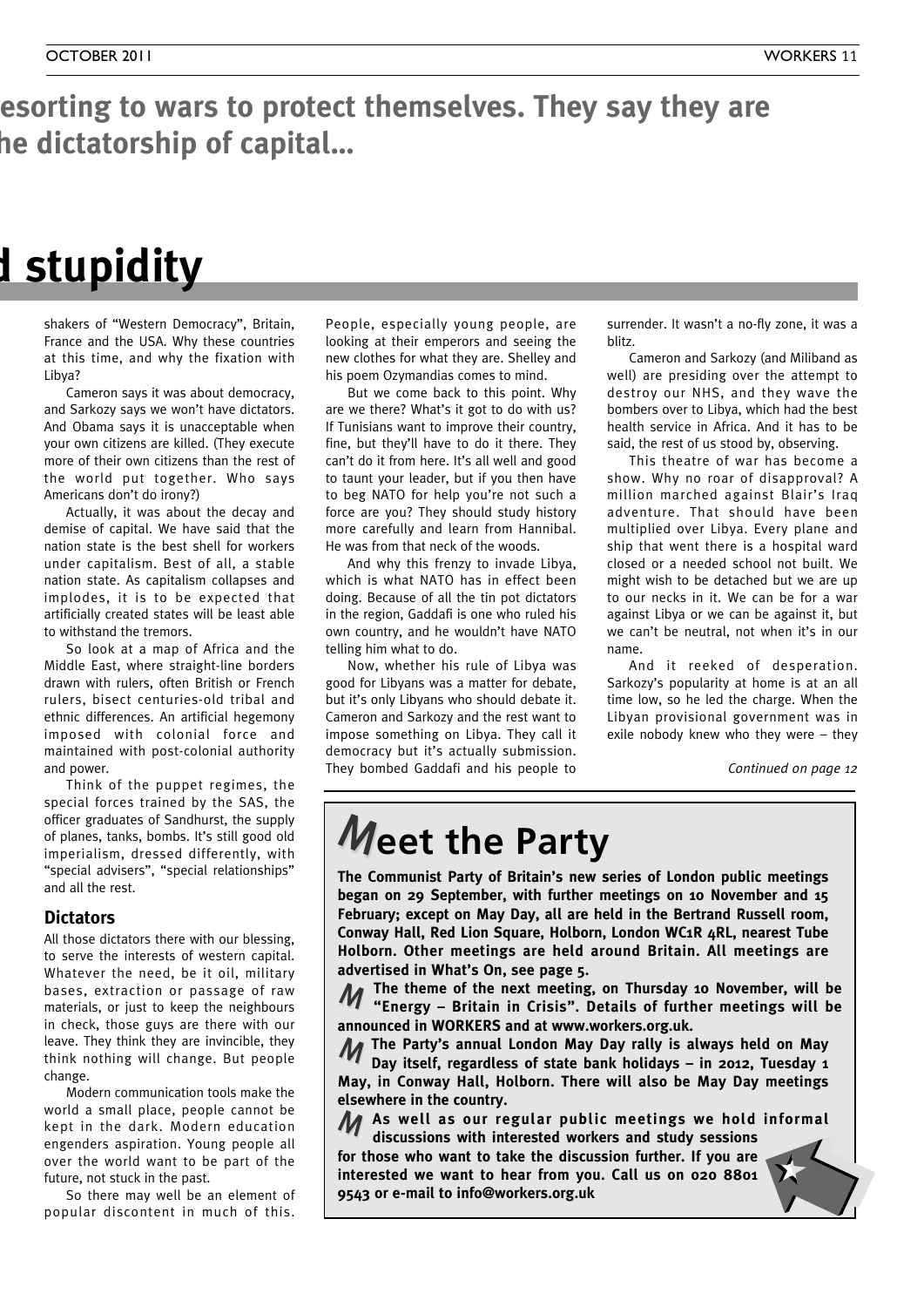**esorting to wars to protect themselves. They say they are he dictatorship of capital...**

# d stupidity

shakers of "Western Democracy", Britain, France and the USA. Why these countries at this time, and why the fixation with Libya?

Cameron says it was about democracy, and Sarkozy says we won't have dictators. And Obama says it is unacceptable when your own citizens are killed. (They execute more of their own citizens than the rest of the world put together. Who says Americans don't do irony?)

Actually, it was about the decay and demise of capital. We have said that the nation state is the best shell for workers under capitalism. Best of all, a stable nation state. As capitalism collapses and implodes, it is to be expected that artificially created states will be least able to withstand the tremors.

So look at a map of Africa and the Middle East, where straight-line borders drawn with rulers, often British or French rulers, bisect centuries-old tribal and ethnic differences. An artificial hegemony imposed with colonial force and maintained with post-colonial authority and power.

Think of the puppet regimes, the special forces trained by the SAS, the officer graduates of Sandhurst, the supply of planes, tanks, bombs. It's still good old imperialism, dressed differently, with "special advisers", "special relationships" and all the rest.

### Dictators

All those dictators there with our blessing, to serve the interests of western capital. Whatever the need, be it oil, military bases, extraction or passage of raw materials, or just to keep the neighbours in check, those guys are there with our leave. They think they are invincible, they think nothing will change. But people change.

Modern communication tools make the world a small place, people cannot be kept in the dark. Modern education engenders aspiration. Young people all over the world want to be part of the future, not stuck in the past.

So there may well be an element of popular discontent in much of this. People, especially young people, are looking at their emperors and seeing the new clothes for what they are. Shelley and his poem Ozymandias comes to mind.

But we come back to this point. Why are we there? What's it got to do with us? If Tunisians want to improve their country, fine, but they'll have to do it there. They can't do it from here. It's all well and good to taunt your leader, but if you then have to beg NATO for help you're not such a force are you? They should study history more carefully and learn from Hannibal. He was from that neck of the woods.

And why this frenzy to invade Libya, which is what NATO has in effect been doing. Because of all the tin pot dictators in the region, Gaddafi is one who ruled his own country, and he wouldn't have NATO telling him what to do.

Now, whether his rule of Libya was good for Libyans was a matter for debate, but it's only Libyans who should debate it. Cameron and Sarkozy and the rest want to impose something on Libya. They call it democracy but it's actually submission. They bombed Gaddafi and his people to surrender. It wasn't a no-fly zone, it was a blitz.

Cameron and Sarkozy (and Miliband as well) are presiding over the attempt to destroy our NHS, and they wave the bombers over to Libya, which had the best health service in Africa. And it has to be said, the rest of us stood by, observing.

This theatre of war has become a show. Why no roar of disapproval? A million marched against Blair's Iraq adventure. That should have been multiplied over Libya. Every plane and ship that went there is a hospital ward closed or a needed school not built. We might wish to be detached but we are up to our necks in it. We can be for a war against Libya or we can be against it, but we can't be neutral, not when it's in our name.

And it reeked of desperation. Sarkozy's popularity at home is at an all time low, so he led the charge. When the Libyan provisional government was in exile nobody knew who they were – they

*Continued on page 12*

## Meet the Party

**The Communist Party of Britain's new series of London public meetings began on 29 September, with further meetings on 10 November and 15 February; except on May Day, all are held in the Bertrand Russell room, Conway Hall, Red Lion Square, Holborn, London WC1R 4RL, nearest Tube Holborn. Other meetings are held around Britain. All meetings are advertised in What's On, see page 5.**

**The theme of the next meeting, on Thursday 10 November, will be "Energy – Britain in Crisis". Details of further meetings will be announced in WORKERS and at www.workers.org.uk.**

**The Party's annual London May Day rally is always held on May Day itself, regardless of state bank holidays – in 2012, Tuesday 1 May, in Conway Hall, Holborn. There will also be May Day meetings elsewhere in the country.**

**As well as our regular public meetings we hold informal discussions with interested workers and study sessions for those who want to take the discussion further. If you are interested we want to hear from you. Call us on 020 8801 9543 or e-mail to info@workers.org.uk**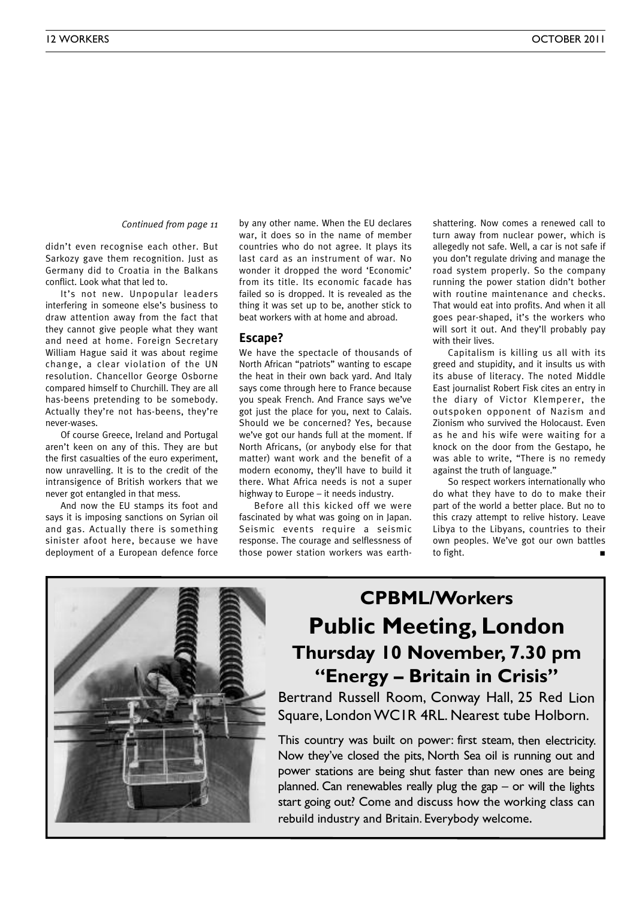*Continued from page 11*

didn't even recognise each other. But Sarkozy gave them recognition. Just as Germany did to Croatia in the Balkans conflict. Look what that led to.

It's not new. Unpopular leaders interfering in someone else's business to draw attention away from the fact that they cannot give people what they want and need at home. Foreign Secretary William Hague said it was about regime change, a clear violation of the UN resolution. Chancellor George Osborne compared himself to Churchill. They are all has-beens pretending to be somebody. Actually they're not has-beens, they're never-wases.

Of course Greece, Ireland and Portugal aren't keen on any of this. They are but the first casualties of the euro experiment, now unravelling. It is to the credit of the intransigence of British workers that we never got entangled in that mess.

And now the EU stamps its foot and says it is imposing sanctions on Syrian oil and gas. Actually there is something sinister afoot here, because we have deployment of a European defence force by any other name. When the EU declares war, it does so in the name of member countries who do not agree. It plays its last card as an instrument of war. No wonder it dropped the word 'Economic' from its title. Its economic facade has failed so is dropped. It is revealed as the thing it was set up to be, another stick to beat workers with at home and abroad.

## Escape?

We have the spectacle of thousands of North African "patriots" wanting to escape the heat in their own back yard. And Italy says come through here to France because you speak French. And France says we've got just the place for you, next to Calais. Should we be concerned? Yes, because we've got our hands full at the moment. If North Africans, (or anybody else for that matter) want work and the benefit of a modern economy, they'll have to build it there. What Africa needs is not a super highway to Europe – it needs industry.

Before all this kicked off we were fascinated by what was going on in Japan. Seismic events require a seismic response. The courage and selflessness of those power station workers was earth-shattering. Now comes a renewed call to turn away from nuclear power, which is allegedly not safe. Well, a car is not safe if you don't regulate driving and manage the road system properly. So the company running the power station didn't bother with routine maintenance and checks. That would eat into profits. And when it all goes pear-shaped, it's the workers who will sort it out. And they'll probably pay with their lives.

Capitalism is killing us all with its greed and stupidity, and it insults us with its abuse of literacy. The noted Middle East journalist Robert Fisk cites an entry in the diary of Victor Klemperer, the outspoken opponent of Nazism and Zionism who survived the Holocaust. Even as he and his wife were waiting for a knock on the door from the Gestapo, he was able to write, "There is no remedy against the truth of language."

So respect workers internationally who do what they have to do to make their part of the world a better place. But no to this crazy attempt to relive history. Leave Libya to the Libyans, countries to their own peoples. We've got our own battles to fight. ■

## CPBML/Workers

# Public Meeting, London

### Thursday 10 November, 7.30 pm

### "Energy – Britain in Crisis"

Bertrand Russell Room, Conway Hall, 25 Red Lion Square, London WC1R 4RL. Nearest tube Holborn.

This country was built on power: first steam, then electricity. Now they've closed the pits, North Sea oil is running out and power stations are being shut faster than new ones are being planned. Can renewables really plug the gap – or will the lights start going out? Come and discuss how the working class can rebuild industry and Britain. Everybody welcome.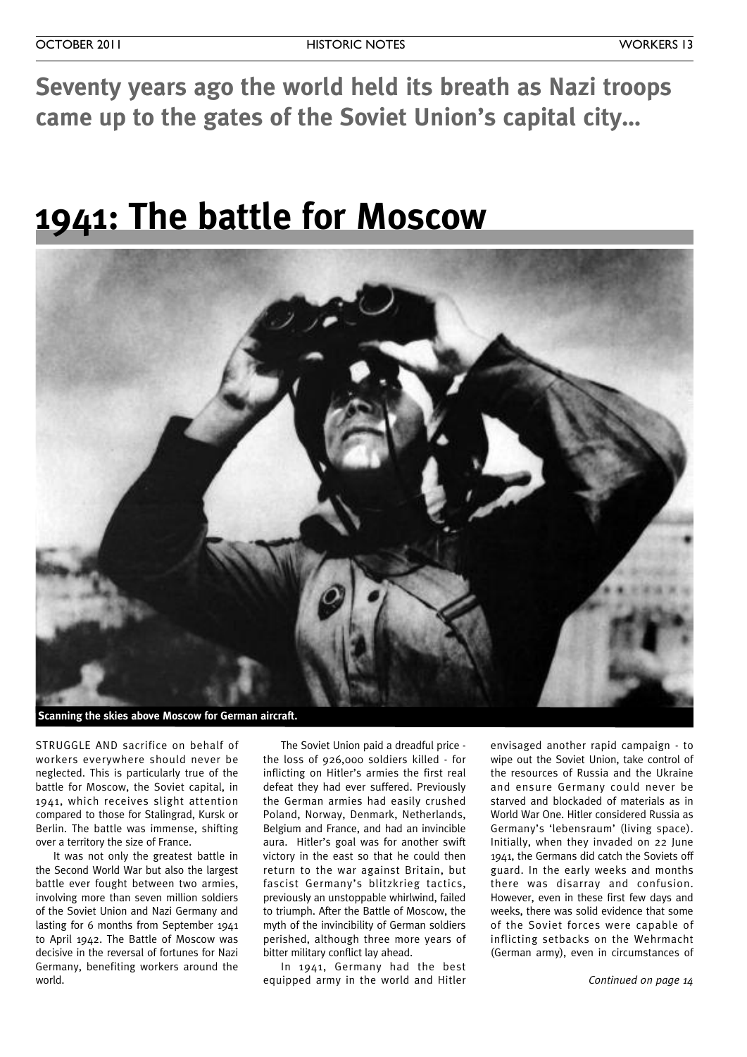**Seventy years ago the world held its breath as Nazi troops came up to the gates of the Soviet Union's capital city...**

# 1941: The battle for Moscow

Scanning the skies above Moscow for German aircraft.

STRUGGLE AND sacrifice on behalf of workers everywhere should never be neglected. This is particularly true of the battle for Moscow, the Soviet capital, in 1941, which receives slight attention compared to those for Stalingrad, Kursk or Berlin. The battle was immense, shifting over a territory the size of France.

It was not only the greatest battle in the Second World War but also the largest battle ever fought between two armies, involving more than seven million soldiers of the Soviet Union and Nazi Germany and lasting for 6 months from September 1941 to April 1942. The Battle of Moscow was decisive in the reversal of fortunes for Nazi Germany, benefiting workers around the world.

The Soviet Union paid a dreadful price - the loss of 926,000 soldiers killed - for inflicting on Hitler's armies the first real defeat they had ever suffered. Previously the German armies had easily crushed Poland, Norway, Denmark, Netherlands, Belgium and France, and had an invincible aura. Hitler's goal was for another swift victory in the east so that he could then return to the war against Britain, but fascist Germany's blitzkrieg tactics, previously an unstoppable whirlwind, failed to triumph. After the Battle of Moscow, the myth of the invincibility of German soldiers perished, although three more years of bitter military conflict lay ahead.

In 1941, Germany had the best equipped army in the world and Hitler envisaged another rapid campaign - to wipe out the Soviet Union, take control of the resources of Russia and the Ukraine and ensure Germany could never be starved and blockaded of materials as in World War One. Hitler considered Russia as Germany's 'lebensraum' (living space). Initially, when they invaded on 22 June 1941, the Germans did catch the Soviets off guard. In the early weeks and months there was disarray and confusion. However, even in these first few days and weeks, there was solid evidence that some of the Soviet forces were capable of inflicting setbacks on the Wehrmacht (German army), even in circumstances of

*Continued on page 14*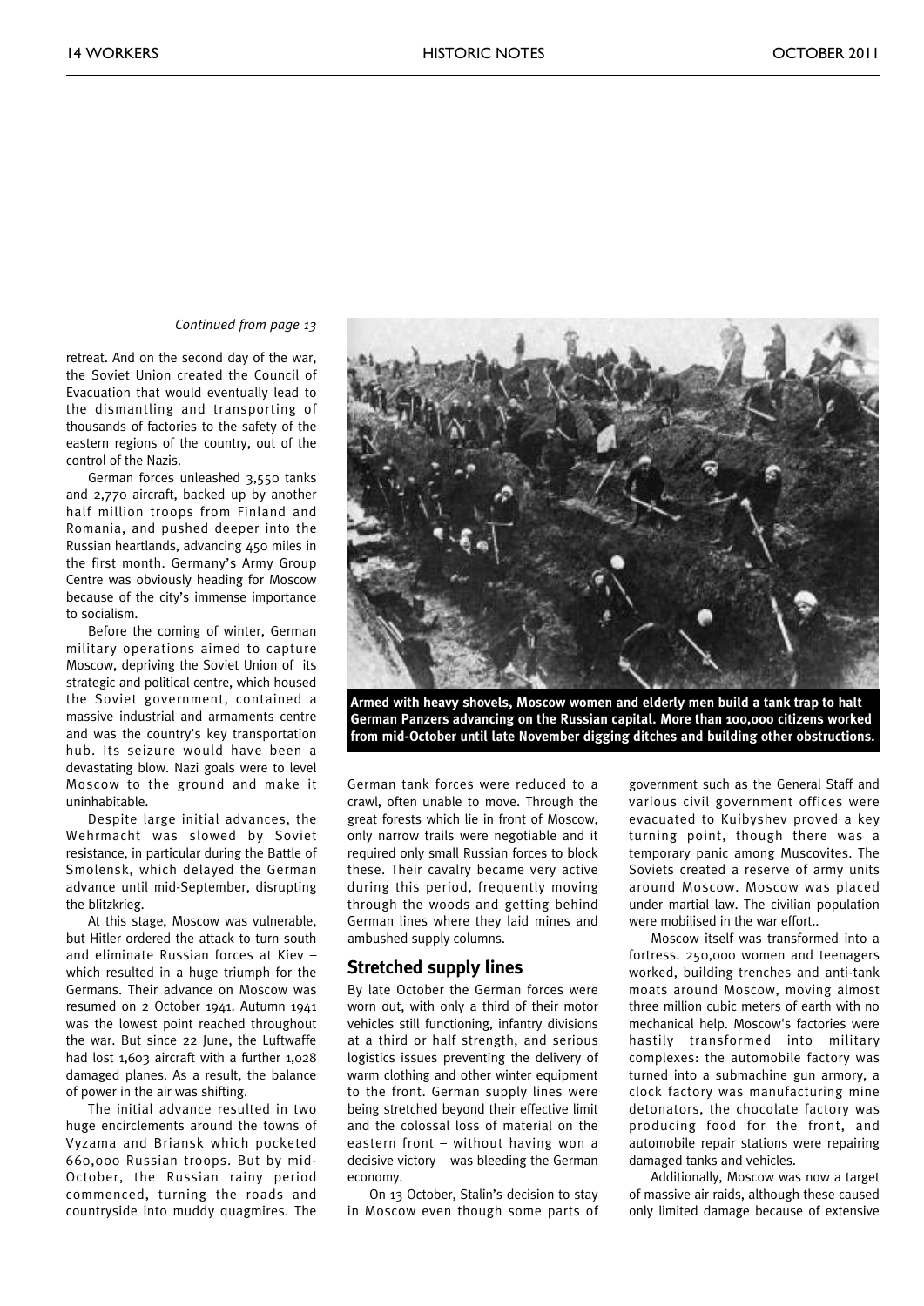*Continued from page 13*

retreat. And on the second day of the war, the Soviet Union created the Council of Evacuation that would eventually lead to the dismantling and transporting of thousands of factories to the safety of the eastern regions of the country, out of the control of the Nazis.

German forces unleashed 3,550 tanks and 2,770 aircraft, backed up by another half million troops from Finland and Romania, and pushed deeper into the Russian heartlands, advancing 450 miles in the first month. Germany's Army Group Centre was obviously heading for Moscow because of the city's immense importance to socialism.

Before the coming of winter, German military operations aimed to capture Moscow, depriving the Soviet Union of its strategic and political centre, which housed the Soviet government, contained a massive industrial and armaments centre and was the country's key transportation hub. Its seizure would have been a devastating blow. Nazi goals were to level Moscow to the ground and make it uninhabitable.

Despite large initial advances, the Wehrmacht was slowed by Soviet resistance, in particular during the Battle of Smolensk, which delayed the German advance until mid-September, disrupting the blitzkrieg.

At this stage, Moscow was vulnerable, but Hitler ordered the attack to turn south and eliminate Russian forces at Kiev – which resulted in a huge triumph for the Germans. Their advance on Moscow was resumed on 2 October 1941. Autumn 1941 was the lowest point reached throughout the war. But since 22 June, the Luftwaffe had lost 1,603 aircraft with a further 1,028 damaged planes. As a result, the balance of power in the air was shifting.

The initial advance resulted in two huge encirclements around the towns of Vyzama and Briansk which pocketed 660,000 Russian troops. But by mid-October, the Russian rainy period commenced, turning the roads and countryside into muddy quagmires. The German tank forces were reduced to a crawl, often unable to move. Through the great forests which lie in front of Moscow, only narrow trails were negotiable and it required only small Russian forces to block these. Their cavalry became very active during this period, frequently moving through the woods and getting behind German lines where they laid mines and ambushed supply columns.

**Armed with heavy shovels, Moscow women and elderly men build a tank trap to halt German Panzers advancing on the Russian capital. More than 100,000 citizens worked from mid-October until late November digging ditches and building other obstructions.**

## Stretched supply lines

By late October the German forces were worn out, with only a third of their motor vehicles still functioning, infantry divisions at a third or half strength, and serious logistics issues preventing the delivery of warm clothing and other winter equipment to the front. German supply lines were being stretched beyond their effective limit and the colossal loss of material on the eastern front – without having won a decisive victory – was bleeding the German economy.

On 13 October, Stalin's decision to stay in Moscow even though some parts of government such as the General Staff and various civil government offices were evacuated to Kuibyshev proved a key turning point, though there was a temporary panic among Muscovites. The Soviets created a reserve of army units around Moscow. Moscow was placed under martial law. The civilian population were mobilised in the war effort..

Moscow itself was transformed into a fortress. 250,000 women and teenagers worked, building trenches and anti-tank moats around Moscow, moving almost three million cubic meters of earth with no mechanical help. Moscow's factories were hastily transformed into military complexes: the automobile factory was turned into a submachine gun armory, a clock factory was manufacturing mine detonators, the chocolate factory was producing food for the front, and automobile repair stations were repairing damaged tanks and vehicles.

Additionally, Moscow was now a target of massive air raids, although these caused only limited damage because of extensive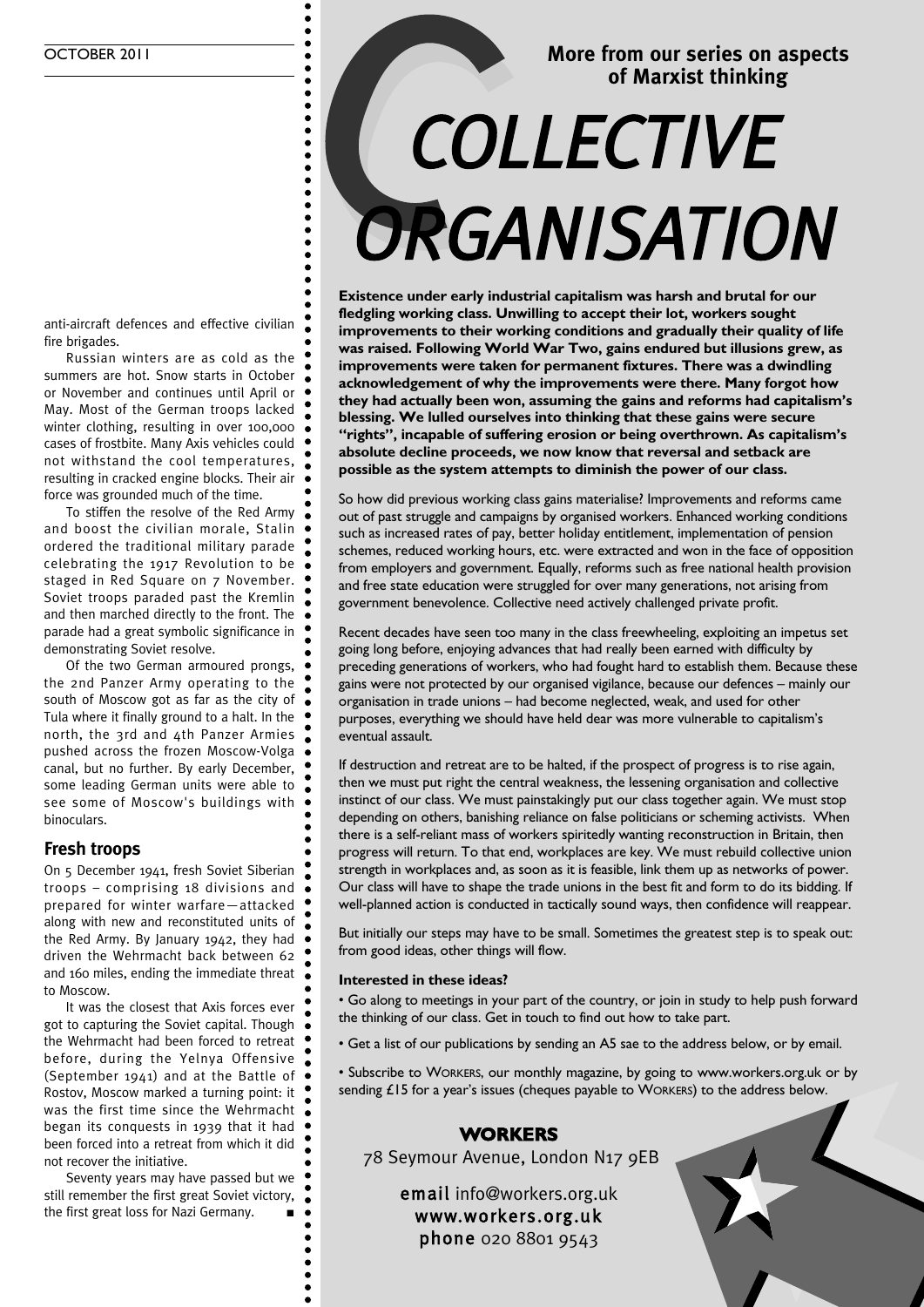anti-aircraft defences and effective civilian fire brigades.

Russian winters are as cold as the summers are hot. Snow starts in October or November and continues until April or May. Most of the German troops lacked winter clothing, resulting in over 100,000 cases of frostbite. Many Axis vehicles could not withstand the cool temperatures, resulting in cracked engine blocks. Their air force was grounded much of the time.

To stiffen the resolve of the Red Army and boost the civilian morale, Stalin ordered the traditional military parade celebrating the 1917 Revolution to be staged in Red Square on 7 November. Soviet troops paraded past the Kremlin and then marched directly to the front. The parade had a great symbolic significance in demonstrating Soviet resolve.

Of the two German armoured prongs, the 2nd Panzer Army operating to the south of Moscow got as far as the city of Tula where it finally ground to a halt. In the north, the 3rd and 4th Panzer Armies pushed across the frozen Moscow-Volga canal, but no further. By early December, some leading German units were able to see some of Moscow's buildings with binoculars.

## Fresh troops

On 5 December 1941, fresh Soviet Siberian troops – comprising 18 divisions and prepared for winter warfare—attacked along with new and reconstituted units of the Red Army. By January 1942, they had driven the Wehrmacht back between 62 and 160 miles, ending the immediate threat to Moscow.

It was the closest that Axis forces ever got to capturing the Soviet capital. Though the Wehrmacht had been forced to retreat before, during the Yelnya Offensive (September 1941) and at the Battle of Rostov, Moscow marked a turning point: it was the first time since the Wehrmacht began its conquests in 1939 that it had been forced into a retreat from which it did not recover the initiative.

Seventy years may have passed but we still remember the first great Soviet victory, the first great loss for Nazi Germany. ■

**More from our series on aspects of Marxist thinking**

# COLLECTIVE ORGANISATION

**Existence under early industrial capitalism was harsh and brutal for our fledgling working class. Unwilling to accept their lot, workers sought improvements to their working conditions and gradually their quality of life was raised. Following World War Two, gains endured but illusions grew, as improvements were taken for permanent fixtures. There was a dwindling acknowledgement of why the improvements were there. Many forgot how they had actually been won, assuming the gains and reforms had capitalism's blessing. We lulled ourselves into thinking that these gains were secure "rights", incapable of suffering erosion or being overthrown. As capitalism's absolute decline proceeds, we now know that reversal and setback are possible as the system attempts to diminish the power of our class.**

So how did previous working class gains materialise? Improvements and reforms came out of past struggle and campaigns by organised workers. Enhanced working conditions such as increased rates of pay, better holiday entitlement, implementation of pension schemes, reduced working hours, etc. were extracted and won in the face of opposition from employers and government. Equally, reforms such as free national health provision and free state education were struggled for over many generations, not arising from government benevolence. Collective need actively challenged private profit.

Recent decades have seen too many in the class freewheeling, exploiting an impetus set going long before, enjoying advances that had really been earned with difficulty by preceding generations of workers, who had fought hard to establish them. Because these gains were not protected by our organised vigilance, because our defences – mainly our organisation in trade unions – had become neglected, weak, and used for other purposes, everything we should have held dear was more vulnerable to capitalism's eventual assault.

If destruction and retreat are to be halted, if the prospect of progress is to rise again, then we must put right the central weakness, the lessening organisation and collective instinct of our class. We must painstakingly put our class together again. We must stop depending on others, banishing reliance on false politicians or scheming activists. When there is a self-reliant mass of workers spiritedly wanting reconstruction in Britain, then progress will return. To that end, workplaces are key. We must rebuild collective union strength in workplaces and, as soon as it is feasible, link them up as networks of power. Our class will have to shape the trade unions in the best fit and form to do its bidding. If well-planned action is conducted in tactically sound ways, then confidence will reappear.

But initially our steps may have to be small. Sometimes the greatest step is to speak out: from good ideas, other things will flow.

**Interested in these ideas?**

- Go along to meetings in your part of the country, or join in study to help push forward the thinking of our class. Get in touch to find out how to take part.
- Get a list of our publications by sending an A5 sae to the address below, or by email.
- Subscribe to WORKERS, our monthly magazine, by going to www.workers.org.uk or by sending £15 for a year's issues (cheques payable to WORKERS) to the address below.

**WORKERS**

78 Seymour Avenue, London N17 9EB

**email** info@workers.org.uk
**www.workers.org.uk**
**phone** 020 8801 9543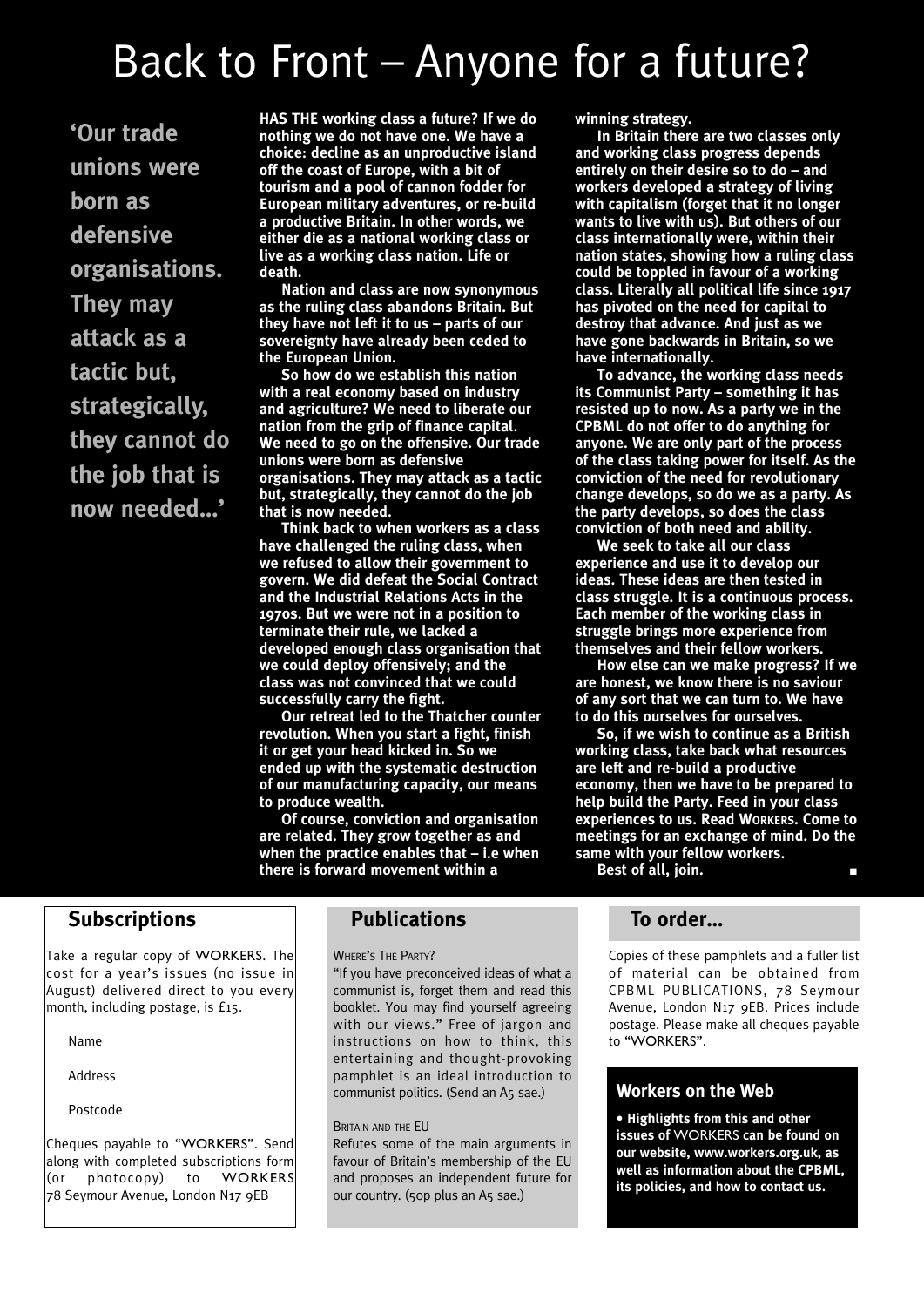# Back to Front – Anyone for a future?

**'Our trade unions were born as defensive organisations. They may attack as a tactic but, strategically, they cannot do the job that is now needed...'**

**HAS THE working class a future? If we do nothing we do not have one. We have a choice: decline as an unproductive island off the coast of Europe, with a bit of tourism and a pool of cannon fodder for European military adventures, or re-build a productive Britain. In other words, we either die as a national working class or live as a working class nation. Life or death.**

**Nation and class are now synonymous as the ruling class abandons Britain. But they have not left it to us – parts of our sovereignty have already been ceded to the European Union.**

**So how do we establish this nation with a real economy based on industry and agriculture? We need to liberate our nation from the grip of finance capital. We need to go on the offensive. Our trade unions were born as defensive organisations. They may attack as a tactic but, strategically, they cannot do the job that is now needed.**

**Think back to when workers as a class have challenged the ruling class, when we refused to allow their government to govern. We did defeat the Social Contract and the Industrial Relations Acts in the 1970s. But we were not in a position to terminate their rule, we lacked a developed enough class organisation that we could deploy offensively; and the class was not convinced that we could successfully carry the fight.**

**Our retreat led to the Thatcher counter revolution. When you start a fight, finish it or get your head kicked in. So we ended up with the systematic destruction of our manufacturing capacity, our means to produce wealth.**

**Of course, conviction and organisation are related. They grow together as and when the practice enables that – i.e when there is forward movement within a winning strategy.**

**In Britain there are two classes only and working class progress depends entirely on their desire so to do – and workers developed a strategy of living with capitalism (forget that it no longer wants to live with us). But others of our class internationally were, within their nation states, showing how a ruling class could be toppled in favour of a working class. Literally all political life since 1917 has pivoted on the need for capital to destroy that advance. And just as we have gone backwards in Britain, so we have internationally.**

**To advance, the working class needs its Communist Party – something it has resisted up to now. As a party we in the CPBML do not offer to do anything for anyone. We are only part of the process of the class taking power for itself. As the conviction of the need for revolutionary change develops, so do we as a party. As the party develops, so does the class conviction of both need and ability.**

**We seek to take all our class experience and use it to develop our ideas. These ideas are then tested in class struggle. It is a continuous process. Each member of the working class in struggle brings more experience from themselves and their fellow workers.**

**How else can we make progress? If we are honest, we know there is no saviour of any sort that we can turn to. We have to do this ourselves for ourselves.**

**So, if we wish to continue as a British working class, take back what resources are left and re-build a productive economy, then we have to be prepared to help build the Party. Feed in your class experiences to us. Read WORKERS. Come to meetings for an exchange of mind. Do the same with your fellow workers.**

**Best of all, join.** ■

## Subscriptions

Take a regular copy of WORKERS. The cost for a year's issues (no issue in August) delivered direct to you every month, including postage, is £15.

Name

Address

Postcode

Cheques payable to "WORKERS". Send along with completed subscriptions form (or photocopy) to WORKERS 78 Seymour Avenue, London N17 9EB

## Publications

WHERE'S THE PARTY?

"If you have preconceived ideas of what a communist is, forget them and read this booklet. You may find yourself agreeing with our views." Free of jargon and instructions on how to think, this entertaining and thought-provoking pamphlet is an ideal introduction to communist politics. (Send an A5 sae.)

BRITAIN AND THE EU

Refutes some of the main arguments in favour of Britain's membership of the EU and proposes an independent future for our country. (50p plus an A5 sae.)

## To order...

Copies of these pamphlets and a fuller list of material can be obtained from CPBML PUBLICATIONS, 78 Seymour Avenue, London N17 9EB. Prices include postage. Please make all cheques payable to "WORKERS".

### Workers on the Web

- **Highlights from this and other issues of** WORKERS **can be found on our website, www.workers.org.uk, as well as information about the CPBML, its policies, and how to contact us.**